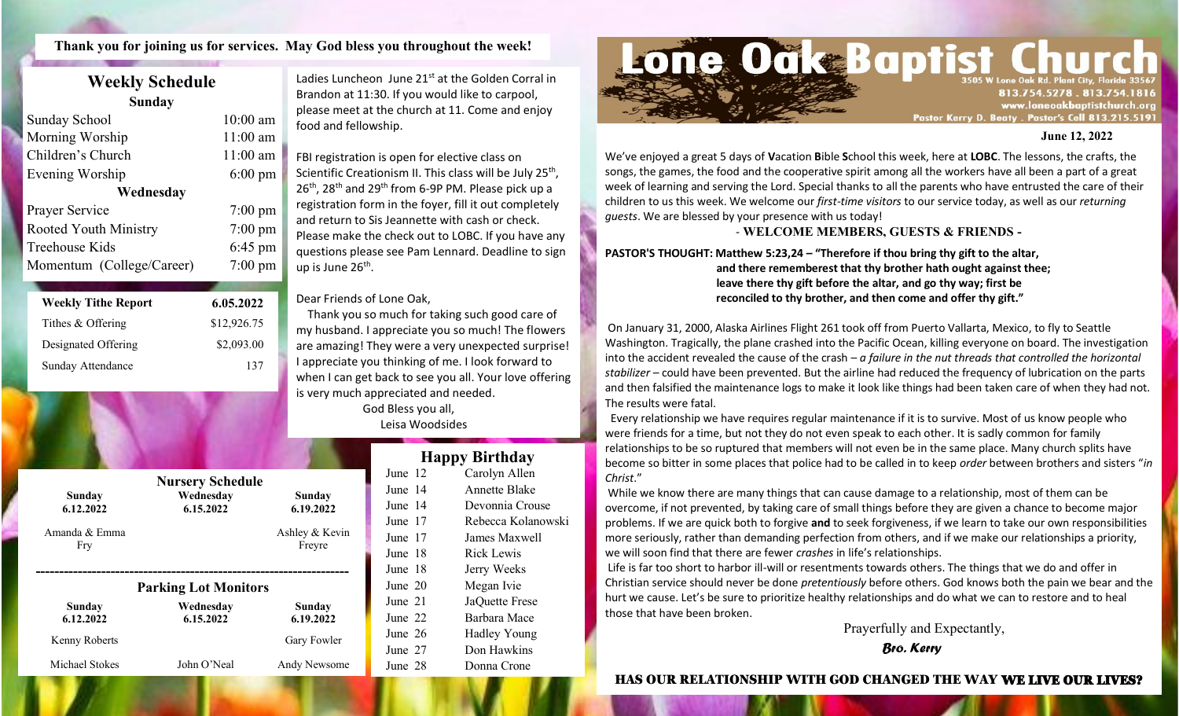**Thank you for joining us for services. May God bless you throughout the week!**

## Weekly Schedule

| Sunday | |
|---|---|
| Sunday School | 10:00 am |
| Morning Worship | 11:00 am |
| Children's Church | 11:00 am |
| Evening Worship | 6:00 pm |
| **Wednesday** | |
| Prayer Service | 7:00 pm |
| Rooted Youth Ministry | 7:00 pm |
| Treehouse Kids | 6:45 pm |
| Momentum (College/Career) | 7:00 pm |

| Weekly Tithe Report | 6.05.2022 |
|---|---|
| Tithes & Offering | $12,926.75 |
| Designated Offering | $2,093.00 |
| Sunday Attendance | 137 |

### Nursery Schedule

| Sunday 6.12.2022 | Wednesday 6.15.2022 | Sunday 6.19.2022 |
|---|---|---|
| Amanda & Emma Fry | | Ashley & Kevin Freyre |

### Parking Lot Monitors

| Sunday 6.12.2022 | Wednesday 6.15.2022 | Sunday 6.19.2022 |
|---|---|---|
| Kenny Roberts | | Gary Fowler |
| Michael Stokes | John O'Neal | Andy Newsome |

Ladies Luncheon June 21st at the Golden Corral in Brandon at 11:30. If you would like to carpool, please meet at the church at 11. Come and enjoy food and fellowship.

FBI registration is open for elective class on Scientific Creationism II. This class will be July 25th, 26th, 28th and 29th from 6-9P PM. Please pick up a registration form in the foyer, fill it out completely and return to Sis Jeannette with cash or check. Please make the check out to LOBC. If you have any questions please see Pam Lennard. Deadline to sign up is June 26th.

Dear Friends of Lone Oak,

Thank you so much for taking such good care of my husband. I appreciate you so much! The flowers are amazing! They were a very unexpected surprise! I appreciate you thinking of me. I look forward to when I can get back to see you all. Your love offering is very much appreciated and needed.

God Bless you all,
Leisa Woodsides

### Happy Birthday

| | |
|---|---|
| June 12 | Carolyn Allen |
| June 14 | Annette Blake |
| June 14 | Devonnia Crouse |
| June 17 | Rebecca Kolanowski |
| June 17 | James Maxwell |
| June 18 | Rick Lewis |
| June 18 | Jerry Weeks |
| June 20 | Megan Ivie |
| June 21 | JaQuette Frese |
| June 22 | Barbara Mace |
| June 26 | Hadley Young |
| June 27 | Don Hawkins |
| June 28 | Donna Crone |

# Lone Oak Baptist Church

3505 W Lone Oak Rd. Plant City, Florida 33567
813.754.5278 . 813.754.1816
www.loneoakbaptistchurch.org
Pastor Kerry D. Beaty . Pastor's Cell 813.215.5191

**June 12, 2022**

We've enjoyed a great 5 days of **V**acation **B**ible **S**chool this week, here at **LOBC**. The lessons, the crafts, the songs, the games, the food and the cooperative spirit among all the workers have all been a part of a great week of learning and serving the Lord. Special thanks to all the parents who have entrusted the care of their children to us this week. We welcome our *first-time visitors* to our service today, as well as our *returning guests*. We are blessed by your presence with us today!

**- WELCOME MEMBERS, GUESTS & FRIENDS -**

**PASTOR'S THOUGHT: Matthew 5:23,24 – "Therefore if thou bring thy gift to the altar, and there rememberest that thy brother hath ought against thee; leave there thy gift before the altar, and go thy way; first be reconciled to thy brother, and then come and offer thy gift."**

On January 31, 2000, Alaska Airlines Flight 261 took off from Puerto Vallarta, Mexico, to fly to Seattle Washington. Tragically, the plane crashed into the Pacific Ocean, killing everyone on board. The investigation into the accident revealed the cause of the crash – *a failure in the nut threads that controlled the horizontal stabilizer* – could have been prevented. But the airline had reduced the frequency of lubrication on the parts and then falsified the maintenance logs to make it look like things had been taken care of when they had not. The results were fatal.

Every relationship we have requires regular maintenance if it is to survive. Most of us know people who were friends for a time, but not they do not even speak to each other. It is sadly common for family relationships to be so ruptured that members will not even be in the same place. Many church splits have become so bitter in some places that police had to be called in to keep *order* between brothers and sisters "*in Christ*."

While we know there are many things that can cause damage to a relationship, most of them can be overcome, if not prevented, by taking care of small things before they are given a chance to become major problems. If we are quick both to forgive **and** to seek forgiveness, if we learn to take our own responsibilities more seriously, rather than demanding perfection from others, and if we make our relationships a priority, we will soon find that there are fewer *crashes* in life's relationships.

Life is far too short to harbor ill-will or resentments towards others. The things that we do and offer in Christian service should never be done *pretentiously* before others. God knows both the pain we bear and the hurt we cause. Let's be sure to prioritize healthy relationships and do what we can to restore and to heal those that have been broken.

Prayerfully and Expectantly,

***Bro. Kerry***

**HAS OUR RELATIONSHIP WITH GOD CHANGED THE WAY WE LIVE OUR LIVES?**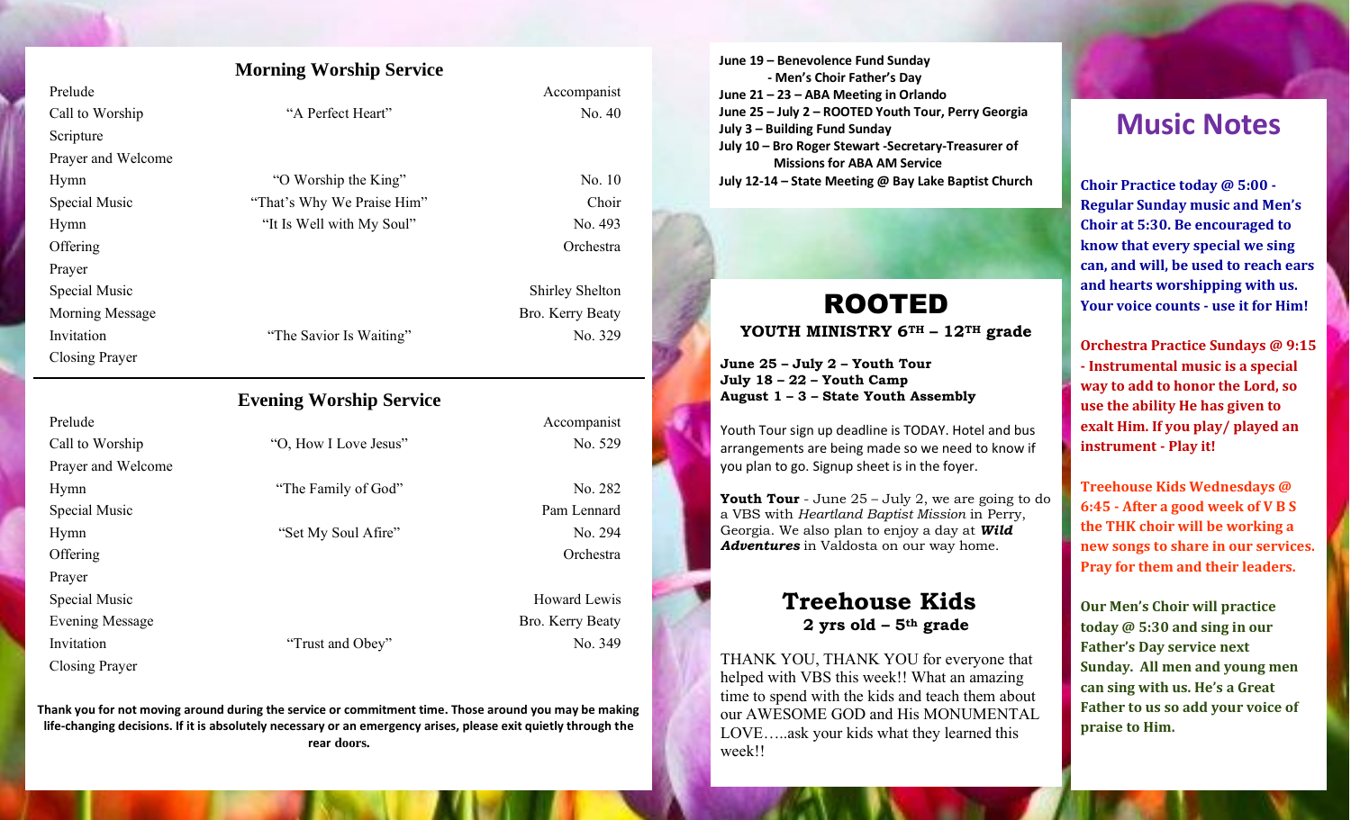## Morning Worship Service

| | | |
|---|---|---|
| Prelude | | Accompanist |
| Call to Worship | "A Perfect Heart" | No. 40 |
| Scripture | | |
| Prayer and Welcome | | |
| Hymn | "O Worship the King" | No. 10 |
| Special Music | "That's Why We Praise Him" | Choir |
| Hymn | "It Is Well with My Soul" | No. 493 |
| Offering | | Orchestra |
| Prayer | | |
| Special Music | | Shirley Shelton |
| Morning Message | | Bro. Kerry Beaty |
| Invitation | "The Savior Is Waiting" | No. 329 |
| Closing Prayer | | |

## Evening Worship Service

| | | |
|---|---|---|
| Prelude | | Accompanist |
| Call to Worship | "O, How I Love Jesus" | No. 529 |
| Prayer and Welcome | | |
| Hymn | "The Family of God" | No. 282 |
| Special Music | | Pam Lennard |
| Hymn | "Set My Soul Afire" | No. 294 |
| Offering | | Orchestra |
| Prayer | | |
| Special Music | | Howard Lewis |
| Evening Message | | Bro. Kerry Beaty |
| Invitation | "Trust and Obey" | No. 349 |
| Closing Prayer | | |

**Thank you for not moving around during the service or commitment time. Those around you may be making life-changing decisions. If it is absolutely necessary or an emergency arises, please exit quietly through the rear doors.**

**June 19 – Benevolence Fund Sunday**
**- Men's Choir Father's Day**
**June 21 – 23 – ABA Meeting in Orlando**
**June 25 – July 2 – ROOTED Youth Tour, Perry Georgia**
**July 3 – Building Fund Sunday**
**July 10 – Bro Roger Stewart -Secretary-Treasurer of Missions for ABA AM Service**
**July 12-14 – State Meeting @ Bay Lake Baptist Church**

# ROOTED

### YOUTH MINISTRY 6TH – 12TH grade

**June 25 – July 2 – Youth Tour**
**July 18 – 22 – Youth Camp**
**August 1 – 3 – State Youth Assembly**

Youth Tour sign up deadline is TODAY. Hotel and bus arrangements are being made so we need to know if you plan to go. Signup sheet is in the foyer.

**Youth Tour** - June 25 – July 2, we are going to do a VBS with *Heartland Baptist Mission* in Perry, Georgia. We also plan to enjoy a day at ***Wild Adventures*** in Valdosta on our way home.

## Treehouse Kids

### 2 yrs old – 5th grade

THANK YOU, THANK YOU for everyone that helped with VBS this week!! What an amazing time to spend with the kids and teach them about our AWESOME GOD and His MONUMENTAL LOVE…..ask your kids what they learned this week!!

# Music Notes

**Choir Practice today @ 5:00 - Regular Sunday music and Men's Choir at 5:30. Be encouraged to know that every special we sing can, and will, be used to reach ears and hearts worshipping with us. Your voice counts - use it for Him!**

**Orchestra Practice Sundays @ 9:15 - Instrumental music is a special way to add to honor the Lord, so use the ability He has given to exalt Him. If you play/ played an instrument - Play it!**

**Treehouse Kids Wednesdays @ 6:45 - After a good week of V B S the THK choir will be working a new songs to share in our services. Pray for them and their leaders.**

**Our Men's Choir will practice today @ 5:30 and sing in our Father's Day service next Sunday. All men and young men can sing with us. He's a Great Father to us so add your voice of praise to Him.**